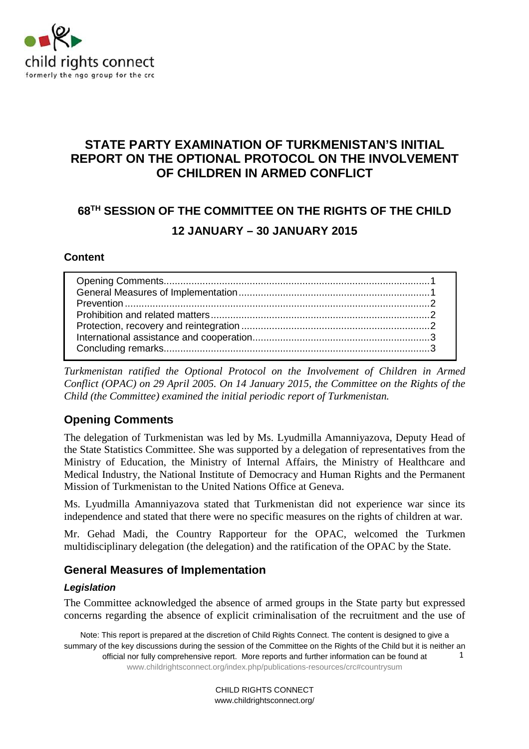# STATE PARTY EXAMINATION OF TURKMENISTAN'S INITIAL REPORT ON THE OPTIONAL PROTOCOL ON THE INVOLVEMENT OF CHILDREN IN ARMED CONFLICT

## 68TH SESSION OF THE COMMITTEE ON THE RIGHTS OF THE CHILD

## 12 JANUARY – 30 JANUARY 2015

**Content**

- Opening Comments ....... 1
- General Measures of Implementation ....... 1
- Prevention ....... 2
- Prohibition and related matters ....... 2
- Protection, recovery and reintegration ....... 2
- International assistance and cooperation ....... 3
- Concluding remarks ....... 3

*Turkmenistan ratified the Optional Protocol on the Involvement of Children in Armed Conflict (OPAC) on 29 April 2005. On 14 January 2015, the Committee on the Rights of the Child (the Committee) examined the initial periodic report of Turkmenistan.*

## Opening Comments

The delegation of Turkmenistan was led by Ms. Lyudmilla Amanniyazova, Deputy Head of the State Statistics Committee. She was supported by a delegation of representatives from the Ministry of Education, the Ministry of Internal Affairs, the Ministry of Healthcare and Medical Industry, the National Institute of Democracy and Human Rights and the Permanent Mission of Turkmenistan to the United Nations Office at Geneva.

Ms. Lyudmilla Amanniyazova stated that Turkmenistan did not experience war since its independence and stated that there were no specific measures on the rights of children at war.

Mr. Gehad Madi, the Country Rapporteur for the OPAC, welcomed the Turkmen multidisciplinary delegation (the delegation) and the ratification of the OPAC by the State.

## General Measures of Implementation

### *Legislation*

The Committee acknowledged the absence of armed groups in the State party but expressed concerns regarding the absence of explicit criminalisation of the recruitment and the use of

Note: This report is prepared at the discretion of Child Rights Connect. The content is designed to give a summary of the key discussions during the session of the Committee on the Rights of the Child but it is neither an official nor fully comprehensive report. More reports and further information can be found at www.childrightsconnect.org/index.php/publications-resources/crc#countrysum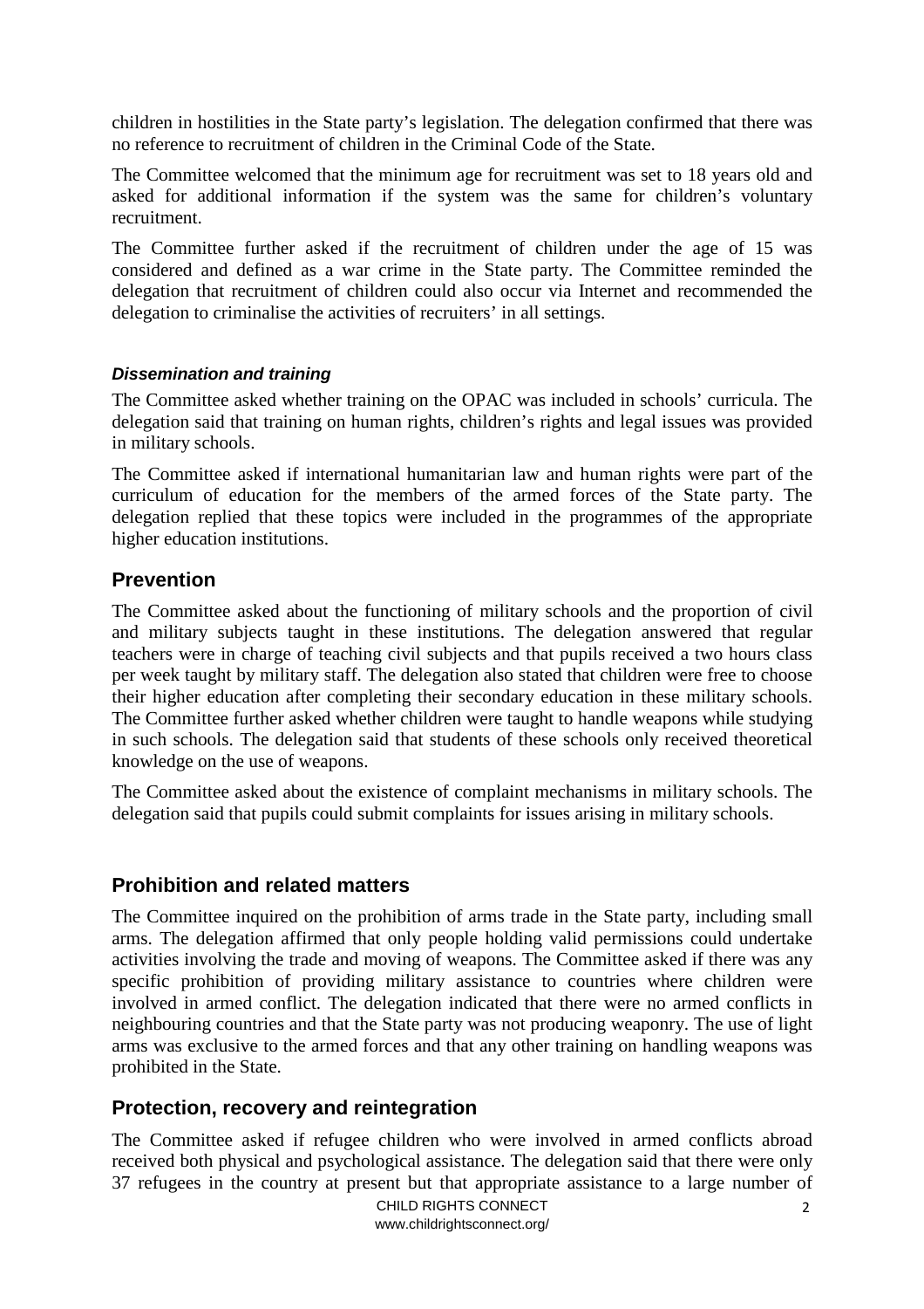children in hostilities in the State party's legislation. The delegation confirmed that there was no reference to recruitment of children in the Criminal Code of the State.

The Committee welcomed that the minimum age for recruitment was set to 18 years old and asked for additional information if the system was the same for children's voluntary recruitment.

The Committee further asked if the recruitment of children under the age of 15 was considered and defined as a war crime in the State party. The Committee reminded the delegation that recruitment of children could also occur via Internet and recommended the delegation to criminalise the activities of recruiters' in all settings.

#### *Dissemination and training*

The Committee asked whether training on the OPAC was included in schools' curricula. The delegation said that training on human rights, children's rights and legal issues was provided in military schools.

The Committee asked if international humanitarian law and human rights were part of the curriculum of education for the members of the armed forces of the State party. The delegation replied that these topics were included in the programmes of the appropriate higher education institutions.

## Prevention

The Committee asked about the functioning of military schools and the proportion of civil and military subjects taught in these institutions. The delegation answered that regular teachers were in charge of teaching civil subjects and that pupils received a two hours class per week taught by military staff. The delegation also stated that children were free to choose their higher education after completing their secondary education in these military schools. The Committee further asked whether children were taught to handle weapons while studying in such schools. The delegation said that students of these schools only received theoretical knowledge on the use of weapons.

The Committee asked about the existence of complaint mechanisms in military schools. The delegation said that pupils could submit complaints for issues arising in military schools.

## Prohibition and related matters

The Committee inquired on the prohibition of arms trade in the State party, including small arms. The delegation affirmed that only people holding valid permissions could undertake activities involving the trade and moving of weapons. The Committee asked if there was any specific prohibition of providing military assistance to countries where children were involved in armed conflict. The delegation indicated that there were no armed conflicts in neighbouring countries and that the State party was not producing weaponry. The use of light arms was exclusive to the armed forces and that any other training on handling weapons was prohibited in the State.

## Protection, recovery and reintegration

The Committee asked if refugee children who were involved in armed conflicts abroad received both physical and psychological assistance. The delegation said that there were only 37 refugees in the country at present but that appropriate assistance to a large number of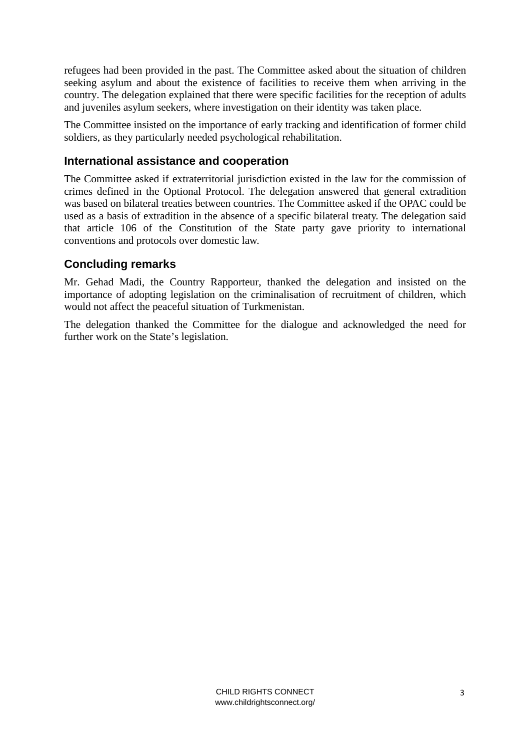refugees had been provided in the past. The Committee asked about the situation of children seeking asylum and about the existence of facilities to receive them when arriving in the country. The delegation explained that there were specific facilities for the reception of adults and juveniles asylum seekers, where investigation on their identity was taken place.

The Committee insisted on the importance of early tracking and identification of former child soldiers, as they particularly needed psychological rehabilitation.

## International assistance and cooperation

The Committee asked if extraterritorial jurisdiction existed in the law for the commission of crimes defined in the Optional Protocol. The delegation answered that general extradition was based on bilateral treaties between countries. The Committee asked if the OPAC could be used as a basis of extradition in the absence of a specific bilateral treaty. The delegation said that article 106 of the Constitution of the State party gave priority to international conventions and protocols over domestic law.

## Concluding remarks

Mr. Gehad Madi, the Country Rapporteur, thanked the delegation and insisted on the importance of adopting legislation on the criminalisation of recruitment of children, which would not affect the peaceful situation of Turkmenistan.

The delegation thanked the Committee for the dialogue and acknowledged the need for further work on the State's legislation.